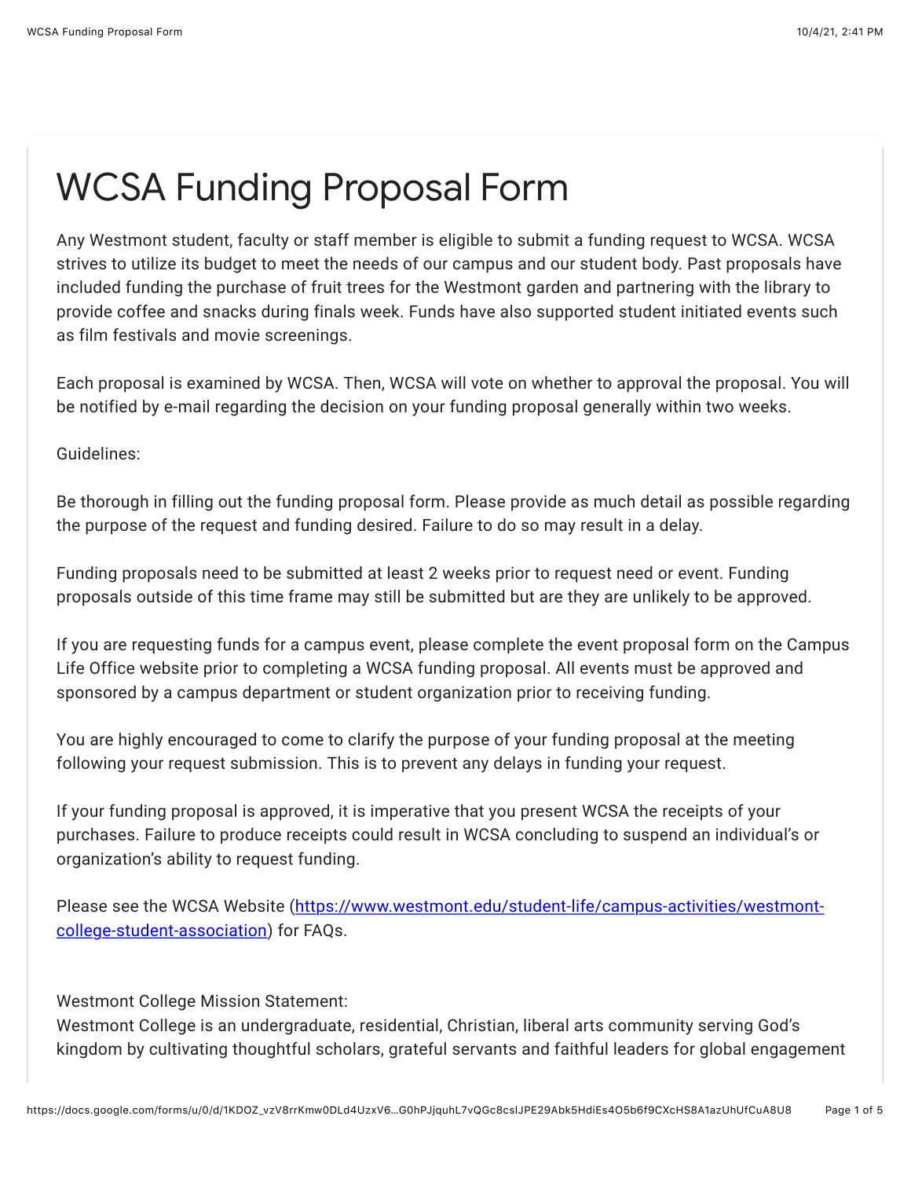# WCSA Funding Proposal Form

Any Westmont student, faculty or staff member is eligible to submit a funding request to WCSA. WCSA strives to utilize its budget to meet the needs of our campus and our student body. Past proposals have included funding the purchase of fruit trees for the Westmont garden and partnering with the library to provide coffee and snacks during finals week. Funds have also supported student initiated events such as film festivals and movie screenings.

Each proposal is examined by WCSA. Then, WCSA will vote on whether to approval the proposal. You will be notified by e-mail regarding the decision on your funding proposal generally within two weeks.

Guidelines:

Be thorough in filling out the funding proposal form. Please provide as much detail as possible regarding the purpose of the request and funding desired. Failure to do so may result in a delay.

Funding proposals need to be submitted at least 2 weeks prior to request need or event. Funding proposals outside of this time frame may still be submitted but are they are unlikely to be approved.

If you are requesting funds for a campus event, please complete the event proposal form on the Campus Life Office website prior to completing a WCSA funding proposal. All events must be approved and sponsored by a campus department or student organization prior to receiving funding.

You are highly encouraged to come to clarify the purpose of your funding proposal at the meeting following your request submission. This is to prevent any delays in funding your request.

If your funding proposal is approved, it is imperative that you present WCSA the receipts of your purchases. Failure to produce receipts could result in WCSA concluding to suspend an individual's or organization's ability to request funding.

Please see the WCSA Website ([https://www.westmont.edu/student-life/campus-activities/westmont-college-student-association](https://www.westmont.edu/student-life/campus-activities/westmont-college-student-association)) for FAQs.

Westmont College Mission Statement:
Westmont College is an undergraduate, residential, Christian, liberal arts community serving God's kingdom by cultivating thoughtful scholars, grateful servants and faithful leaders for global engagement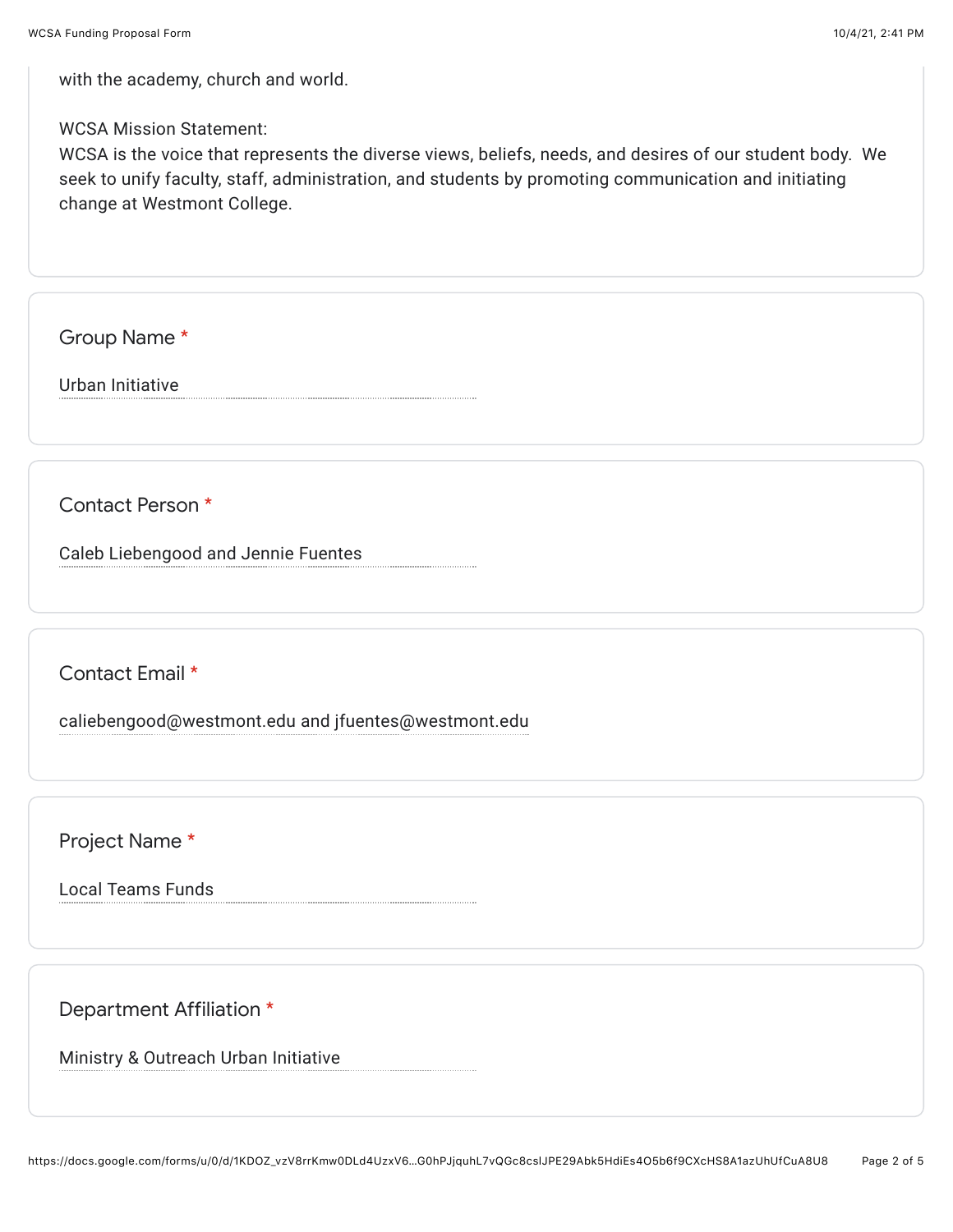with the academy, church and world.

WCSA Mission Statement:
WCSA is the voice that represents the diverse views, beliefs, needs, and desires of our student body. We seek to unify faculty, staff, administration, and students by promoting communication and initiating change at Westmont College.

**Group Name** *

Urban Initiative

**Contact Person** *

Caleb Liebengood and Jennie Fuentes

**Contact Email** *

caliebengood@westmont.edu and jfuentes@westmont.edu

**Project Name** *

Local Teams Funds

**Department Affiliation** *

Ministry & Outreach Urban Initiative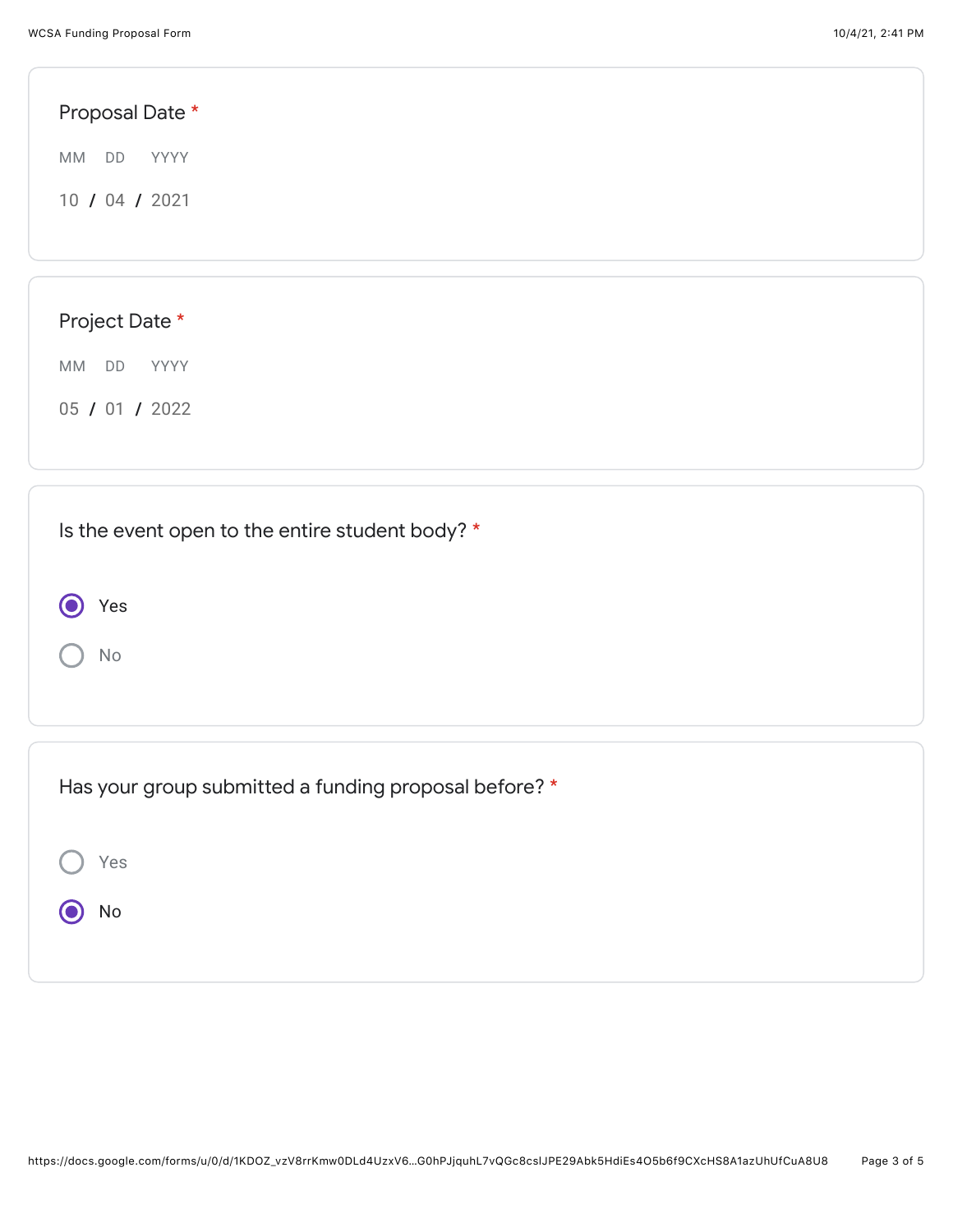**Proposal Date** *

MM DD YYYY

10 / 04 / 2021

**Project Date** *

MM DD YYYY

05 / 01 / 2022

**Is the event open to the entire student body?** *

- (●) Yes
- ( ) No

**Has your group submitted a funding proposal before?** *

- ( ) Yes
- (●) No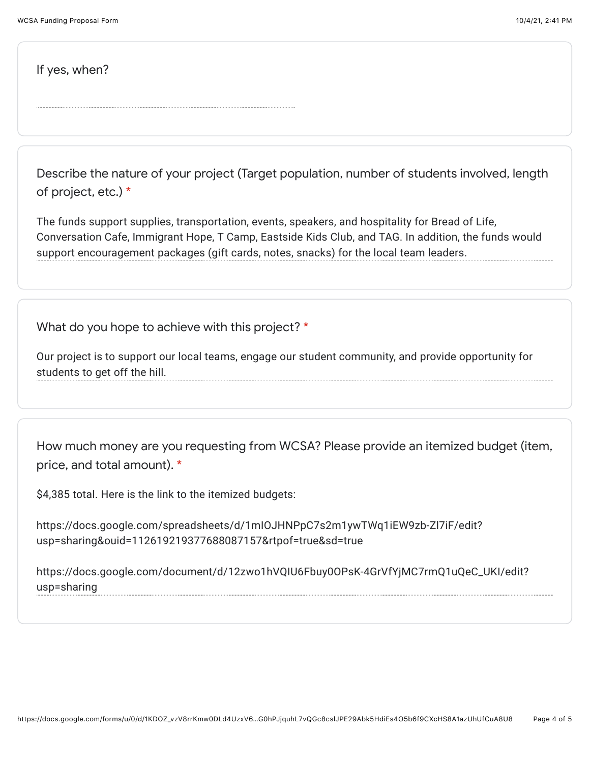If yes, when?

Describe the nature of your project (Target population, number of students involved, length of project, etc.) *

The funds support supplies, transportation, events, speakers, and hospitality for Bread of Life, Conversation Cafe, Immigrant Hope, T Camp, Eastside Kids Club, and TAG. In addition, the funds would support encouragement packages (gift cards, notes, snacks) for the local team leaders.

What do you hope to achieve with this project? *

Our project is to support our local teams, engage our student community, and provide opportunity for students to get off the hill.

How much money are you requesting from WCSA? Please provide an itemized budget (item, price, and total amount). *

$4,385 total. Here is the link to the itemized budgets:

https://docs.google.com/spreadsheets/d/1mIOJHNPpC7s2m1ywTWq1iEW9zb-Zl7iF/edit?usp=sharing&ouid=112619219377688087157&rtpof=true&sd=true

https://docs.google.com/document/d/12zwo1hVQIU6Fbuy0OPsK-4GrVfYjMC7rmQ1uQeC_UKI/edit?usp=sharing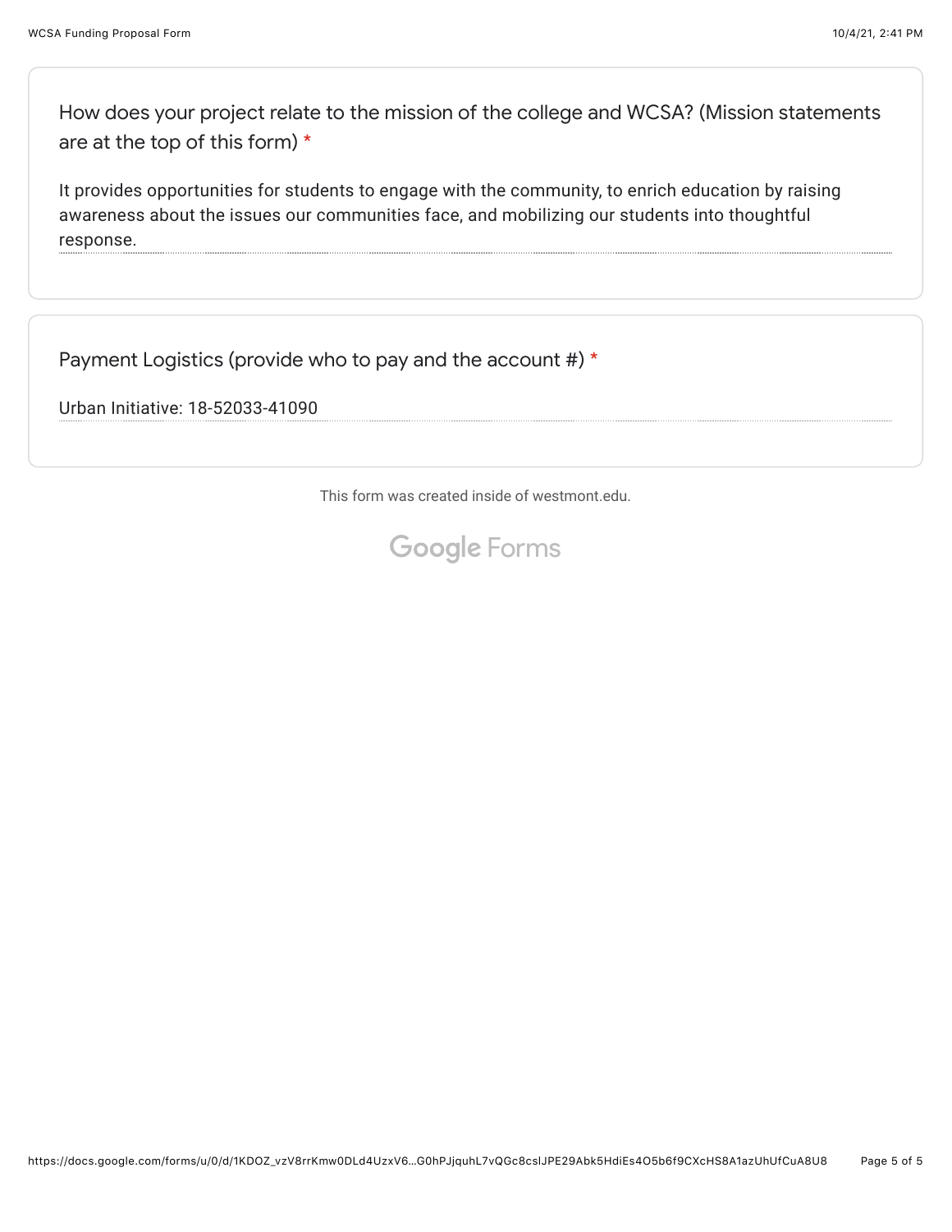How does your project relate to the mission of the college and WCSA? (Mission statements are at the top of this form) *

It provides opportunities for students to engage with the community, to enrich education by raising awareness about the issues our communities face, and mobilizing our students into thoughtful response.

Payment Logistics (provide who to pay and the account #) *

Urban Initiative: 18-52033-41090

This form was created inside of westmont.edu.

Google Forms